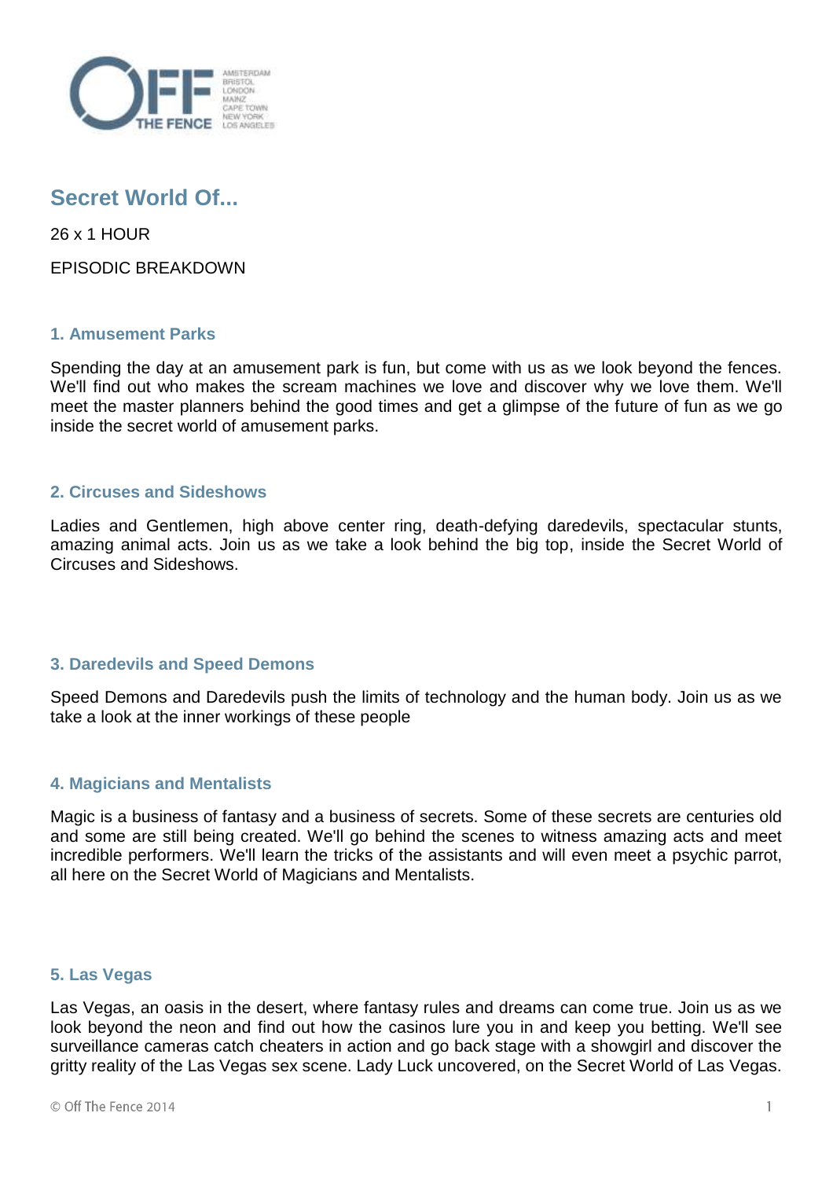# Secret World Of...

26 x 1 HOUR

EPISODIC BREAKDOWN

## 1. Amusement Parks

Spending the day at an amusement park is fun, but come with us as we look beyond the fences. We'll find out who makes the scream machines we love and discover why we love them. We'll meet the master planners behind the good times and get a glimpse of the future of fun as we go inside the secret world of amusement parks.

## 2. Circuses and Sideshows

Ladies and Gentlemen, high above center ring, death-defying daredevils, spectacular stunts, amazing animal acts. Join us as we take a look behind the big top, inside the Secret World of Circuses and Sideshows.

## 3. Daredevils and Speed Demons

Speed Demons and Daredevils push the limits of technology and the human body. Join us as we take a look at the inner workings of these people

## 4. Magicians and Mentalists

Magic is a business of fantasy and a business of secrets. Some of these secrets are centuries old and some are still being created. We'll go behind the scenes to witness amazing acts and meet incredible performers. We'll learn the tricks of the assistants and will even meet a psychic parrot, all here on the Secret World of Magicians and Mentalists.

## 5. Las Vegas

Las Vegas, an oasis in the desert, where fantasy rules and dreams can come true. Join us as we look beyond the neon and find out how the casinos lure you in and keep you betting. We'll see surveillance cameras catch cheaters in action and go back stage with a showgirl and discover the gritty reality of the Las Vegas sex scene. Lady Luck uncovered, on the Secret World of Las Vegas.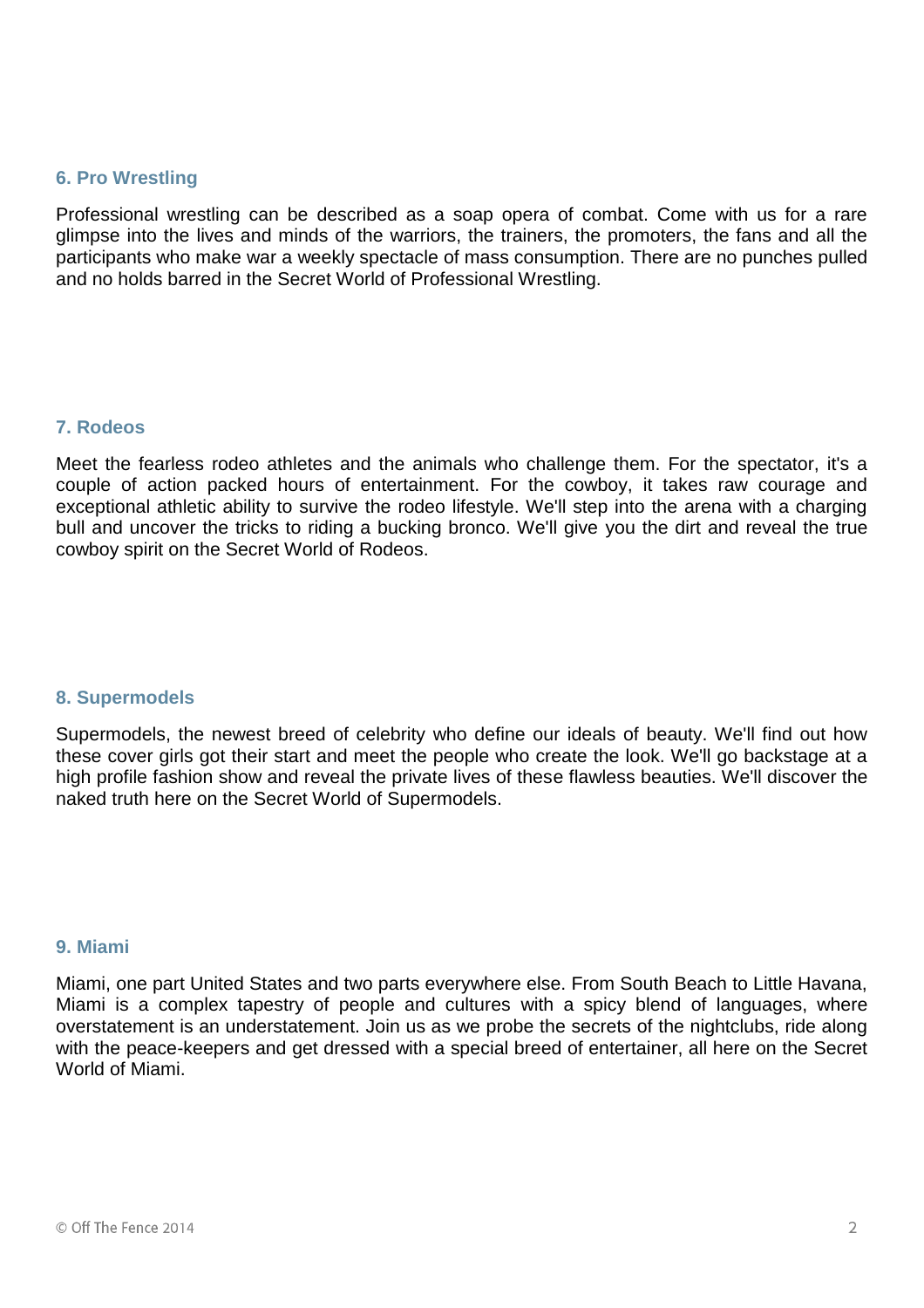### 6. Pro Wrestling

Professional wrestling can be described as a soap opera of combat. Come with us for a rare glimpse into the lives and minds of the warriors, the trainers, the promoters, the fans and all the participants who make war a weekly spectacle of mass consumption. There are no punches pulled and no holds barred in the Secret World of Professional Wrestling.

### 7. Rodeos

Meet the fearless rodeo athletes and the animals who challenge them. For the spectator, it's a couple of action packed hours of entertainment. For the cowboy, it takes raw courage and exceptional athletic ability to survive the rodeo lifestyle. We'll step into the arena with a charging bull and uncover the tricks to riding a bucking bronco. We'll give you the dirt and reveal the true cowboy spirit on the Secret World of Rodeos.

### 8. Supermodels

Supermodels, the newest breed of celebrity who define our ideals of beauty. We'll find out how these cover girls got their start and meet the people who create the look. We'll go backstage at a high profile fashion show and reveal the private lives of these flawless beauties. We'll discover the naked truth here on the Secret World of Supermodels.

### 9. Miami

Miami, one part United States and two parts everywhere else. From South Beach to Little Havana, Miami is a complex tapestry of people and cultures with a spicy blend of languages, where overstatement is an understatement. Join us as we probe the secrets of the nightclubs, ride along with the peace-keepers and get dressed with a special breed of entertainer, all here on the Secret World of Miami.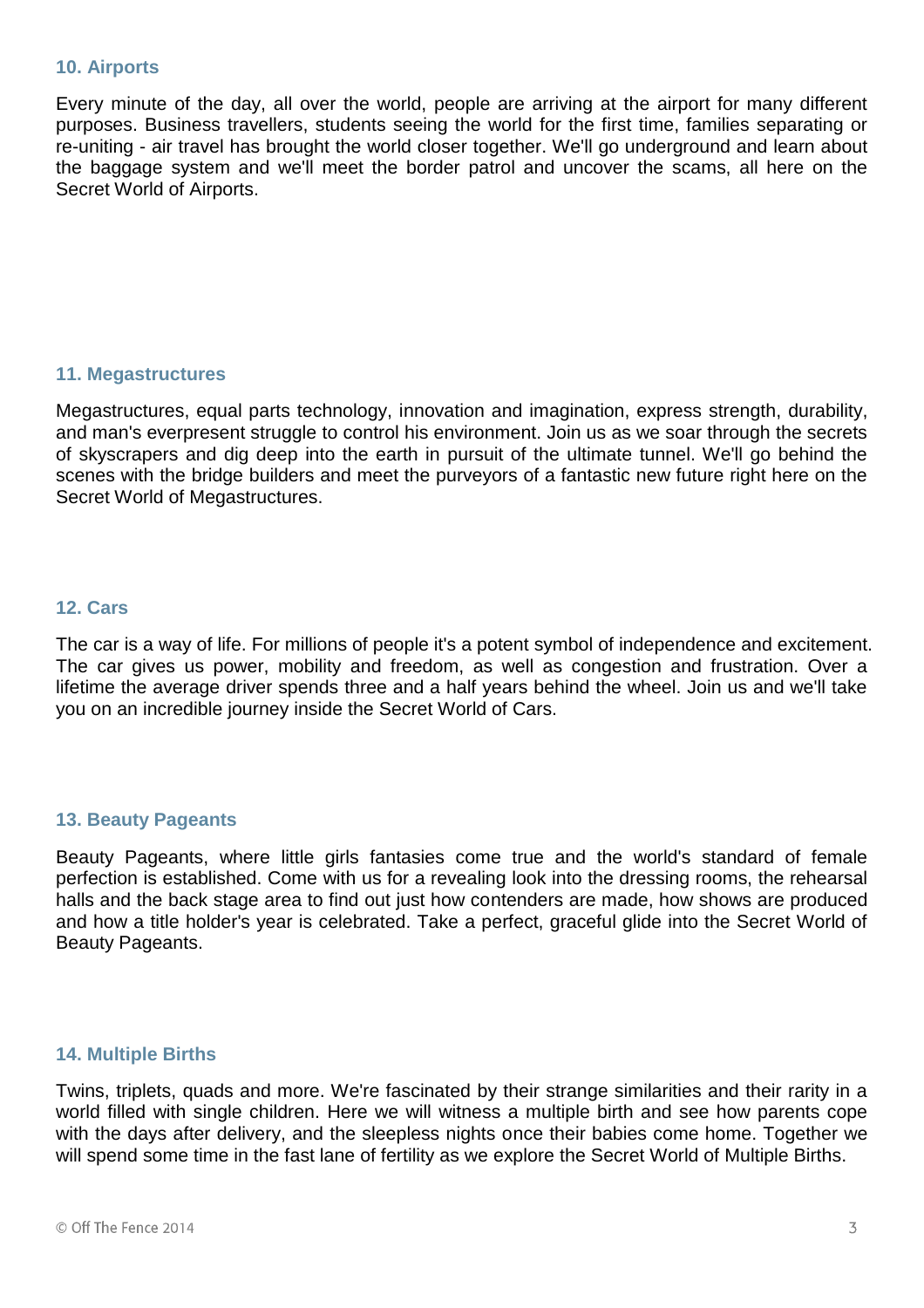### 10. Airports

Every minute of the day, all over the world, people are arriving at the airport for many different purposes. Business travellers, students seeing the world for the first time, families separating or re-uniting - air travel has brought the world closer together. We'll go underground and learn about the baggage system and we'll meet the border patrol and uncover the scams, all here on the Secret World of Airports.

### 11. Megastructures

Megastructures, equal parts technology, innovation and imagination, express strength, durability, and man's everpresent struggle to control his environment. Join us as we soar through the secrets of skyscrapers and dig deep into the earth in pursuit of the ultimate tunnel. We'll go behind the scenes with the bridge builders and meet the purveyors of a fantastic new future right here on the Secret World of Megastructures.

### 12. Cars

The car is a way of life. For millions of people it's a potent symbol of independence and excitement. The car gives us power, mobility and freedom, as well as congestion and frustration. Over a lifetime the average driver spends three and a half years behind the wheel. Join us and we'll take you on an incredible journey inside the Secret World of Cars.

### 13. Beauty Pageants

Beauty Pageants, where little girls fantasies come true and the world's standard of female perfection is established. Come with us for a revealing look into the dressing rooms, the rehearsal halls and the back stage area to find out just how contenders are made, how shows are produced and how a title holder's year is celebrated. Take a perfect, graceful glide into the Secret World of Beauty Pageants.

### 14. Multiple Births

Twins, triplets, quads and more. We're fascinated by their strange similarities and their rarity in a world filled with single children. Here we will witness a multiple birth and see how parents cope with the days after delivery, and the sleepless nights once their babies come home. Together we will spend some time in the fast lane of fertility as we explore the Secret World of Multiple Births.

© Off The Fence 2014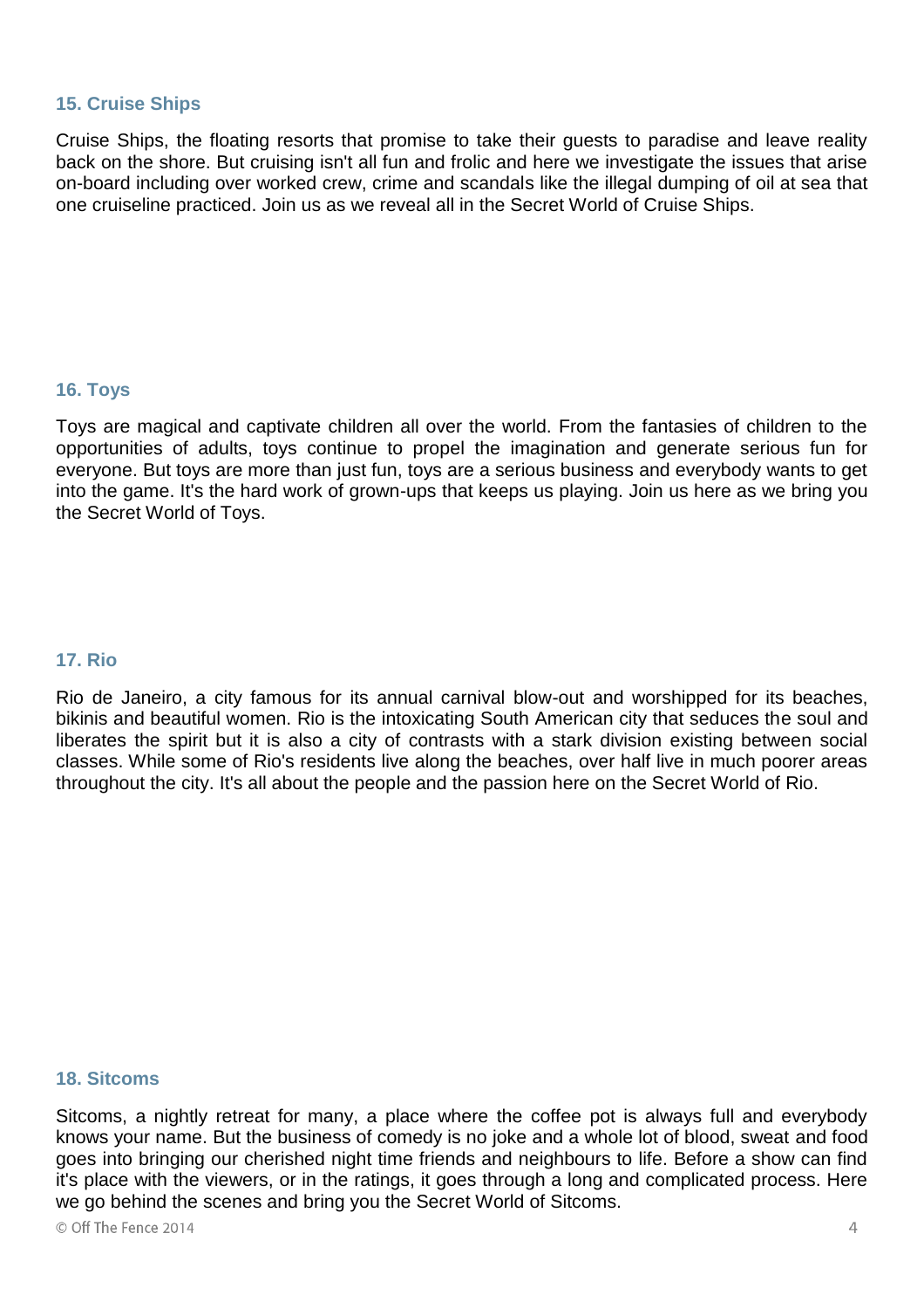### 15. Cruise Ships

Cruise Ships, the floating resorts that promise to take their guests to paradise and leave reality back on the shore. But cruising isn't all fun and frolic and here we investigate the issues that arise on-board including over worked crew, crime and scandals like the illegal dumping of oil at sea that one cruiseline practiced. Join us as we reveal all in the Secret World of Cruise Ships.

### 16. Toys

Toys are magical and captivate children all over the world. From the fantasies of children to the opportunities of adults, toys continue to propel the imagination and generate serious fun for everyone. But toys are more than just fun, toys are a serious business and everybody wants to get into the game. It's the hard work of grown-ups that keeps us playing. Join us here as we bring you the Secret World of Toys.

### 17. Rio

Rio de Janeiro, a city famous for its annual carnival blow-out and worshipped for its beaches, bikinis and beautiful women. Rio is the intoxicating South American city that seduces the soul and liberates the spirit but it is also a city of contrasts with a stark division existing between social classes. While some of Rio's residents live along the beaches, over half live in much poorer areas throughout the city. It's all about the people and the passion here on the Secret World of Rio.

### 18. Sitcoms

Sitcoms, a nightly retreat for many, a place where the coffee pot is always full and everybody knows your name. But the business of comedy is no joke and a whole lot of blood, sweat and food goes into bringing our cherished night time friends and neighbours to life. Before a show can find it's place with the viewers, or in the ratings, it goes through a long and complicated process. Here we go behind the scenes and bring you the Secret World of Sitcoms.

© Off The Fence 2014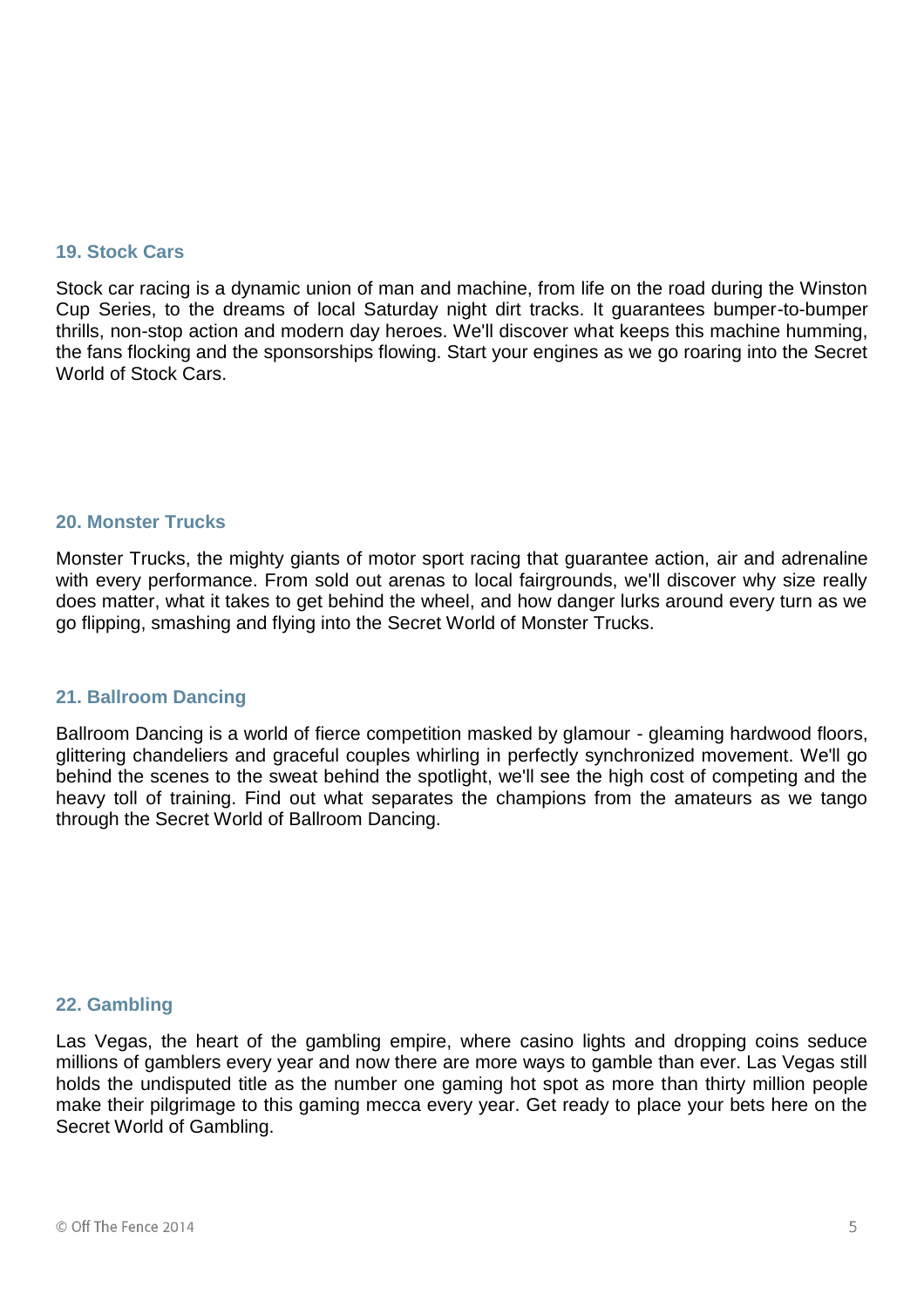### 19. Stock Cars

Stock car racing is a dynamic union of man and machine, from life on the road during the Winston Cup Series, to the dreams of local Saturday night dirt tracks. It guarantees bumper-to-bumper thrills, non-stop action and modern day heroes. We'll discover what keeps this machine humming, the fans flocking and the sponsorships flowing. Start your engines as we go roaring into the Secret World of Stock Cars.

### 20. Monster Trucks

Monster Trucks, the mighty giants of motor sport racing that guarantee action, air and adrenaline with every performance. From sold out arenas to local fairgrounds, we'll discover why size really does matter, what it takes to get behind the wheel, and how danger lurks around every turn as we go flipping, smashing and flying into the Secret World of Monster Trucks.

### 21. Ballroom Dancing

Ballroom Dancing is a world of fierce competition masked by glamour - gleaming hardwood floors, glittering chandeliers and graceful couples whirling in perfectly synchronized movement. We'll go behind the scenes to the sweat behind the spotlight, we'll see the high cost of competing and the heavy toll of training. Find out what separates the champions from the amateurs as we tango through the Secret World of Ballroom Dancing.

### 22. Gambling

Las Vegas, the heart of the gambling empire, where casino lights and dropping coins seduce millions of gamblers every year and now there are more ways to gamble than ever. Las Vegas still holds the undisputed title as the number one gaming hot spot as more than thirty million people make their pilgrimage to this gaming mecca every year. Get ready to place your bets here on the Secret World of Gambling.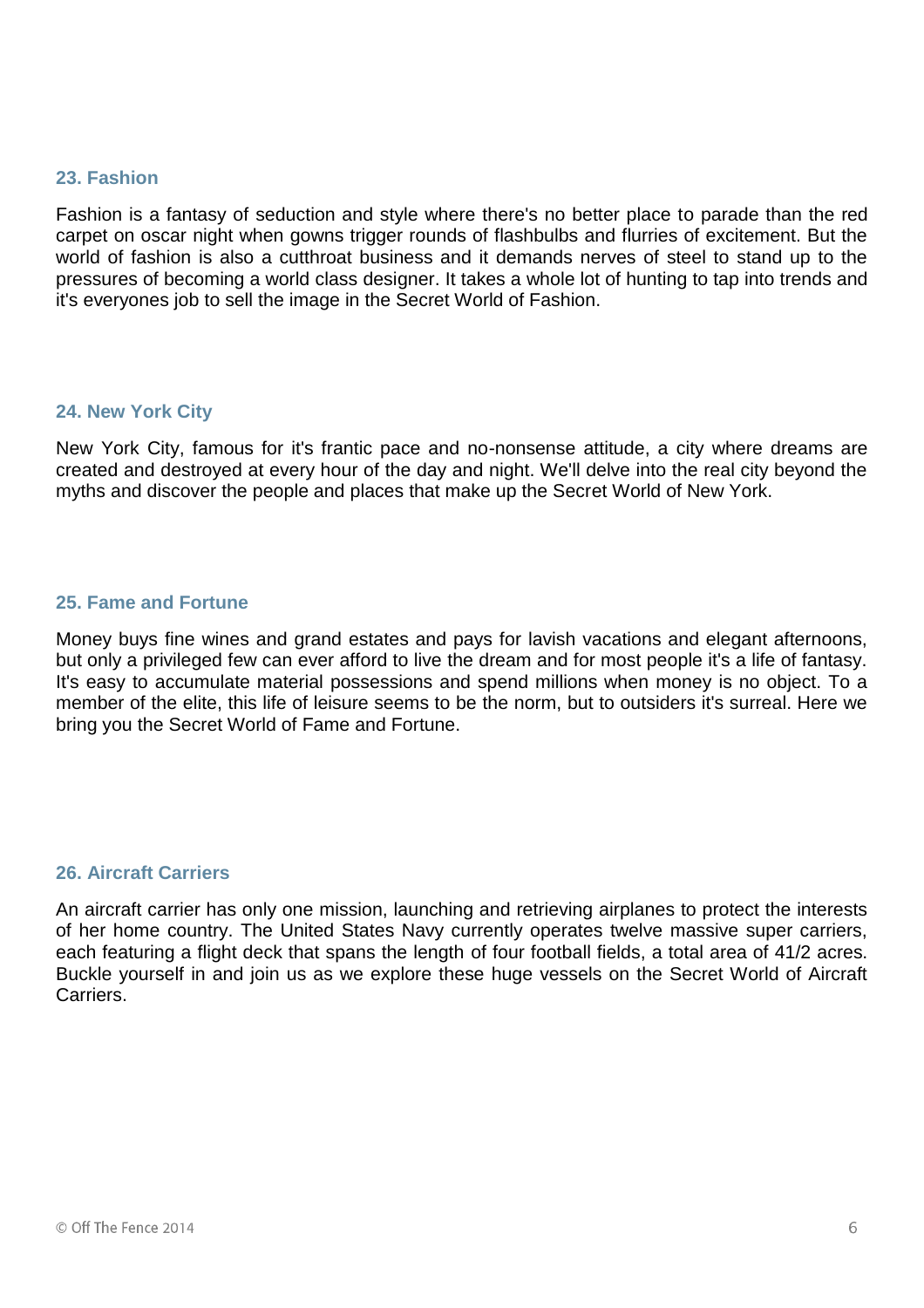### 23. Fashion

Fashion is a fantasy of seduction and style where there's no better place to parade than the red carpet on oscar night when gowns trigger rounds of flashbulbs and flurries of excitement. But the world of fashion is also a cutthroat business and it demands nerves of steel to stand up to the pressures of becoming a world class designer. It takes a whole lot of hunting to tap into trends and it's everyones job to sell the image in the Secret World of Fashion.

### 24. New York City

New York City, famous for it's frantic pace and no-nonsense attitude, a city where dreams are created and destroyed at every hour of the day and night. We'll delve into the real city beyond the myths and discover the people and places that make up the Secret World of New York.

### 25. Fame and Fortune

Money buys fine wines and grand estates and pays for lavish vacations and elegant afternoons, but only a privileged few can ever afford to live the dream and for most people it's a life of fantasy. It's easy to accumulate material possessions and spend millions when money is no object. To a member of the elite, this life of leisure seems to be the norm, but to outsiders it's surreal. Here we bring you the Secret World of Fame and Fortune.

### 26. Aircraft Carriers

An aircraft carrier has only one mission, launching and retrieving airplanes to protect the interests of her home country. The United States Navy currently operates twelve massive super carriers, each featuring a flight deck that spans the length of four football fields, a total area of 41/2 acres. Buckle yourself in and join us as we explore these huge vessels on the Secret World of Aircraft Carriers.

© Off The Fence 2014